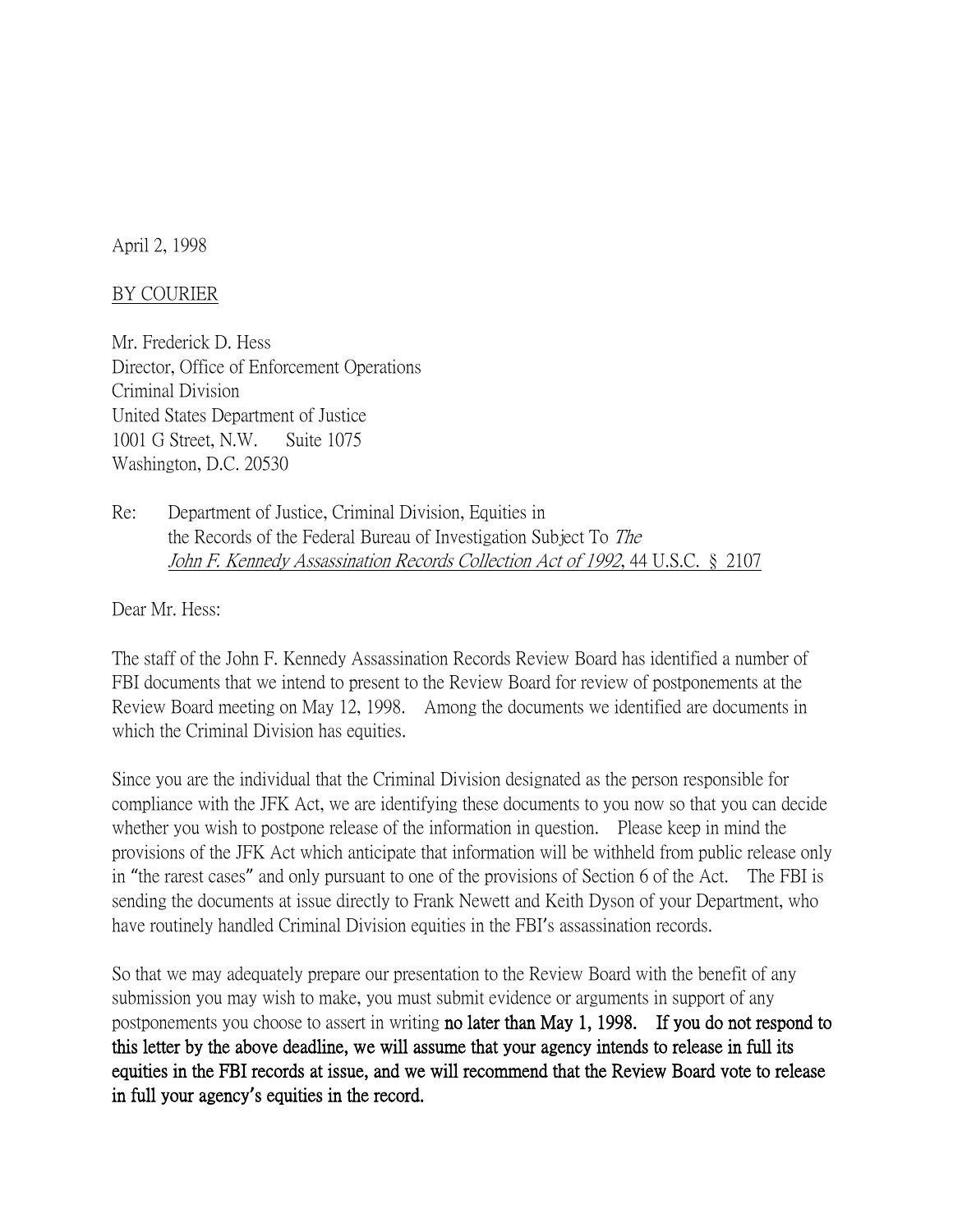April 2, 1998

<u>BY COURIER</u>

Mr. Frederick D. Hess
Director, Office of Enforcement Operations
Criminal Division
United States Department of Justice
1001 G Street, N.W. Suite 1075
Washington, D.C. 20530

Re: Department of Justice, Criminal Division, Equities in the Records of the Federal Bureau of Investigation Subject To *The John F. Kennedy Assassination Records Collection Act of 1992*, 44 U.S.C. § 2107

Dear Mr. Hess:

The staff of the John F. Kennedy Assassination Records Review Board has identified a number of FBI documents that we intend to present to the Review Board for review of postponements at the Review Board meeting on May 12, 1998. Among the documents we identified are documents in which the Criminal Division has equities.

Since you are the individual that the Criminal Division designated as the person responsible for compliance with the JFK Act, we are identifying these documents to you now so that you can decide whether you wish to postpone release of the information in question. Please keep in mind the provisions of the JFK Act which anticipate that information will be withheld from public release only in "the rarest cases" and only pursuant to one of the provisions of Section 6 of the Act. The FBI is sending the documents at issue directly to Frank Newett and Keith Dyson of your Department, who have routinely handled Criminal Division equities in the FBI's assassination records.

So that we may adequately prepare our presentation to the Review Board with the benefit of any submission you may wish to make, you must submit evidence or arguments in support of any postponements you choose to assert in writing **no later than May 1, 1998. If you do not respond to this letter by the above deadline, we will assume that your agency intends to release in full its equities in the FBI records at issue, and we will recommend that the Review Board vote to release in full your agency's equities in the record.**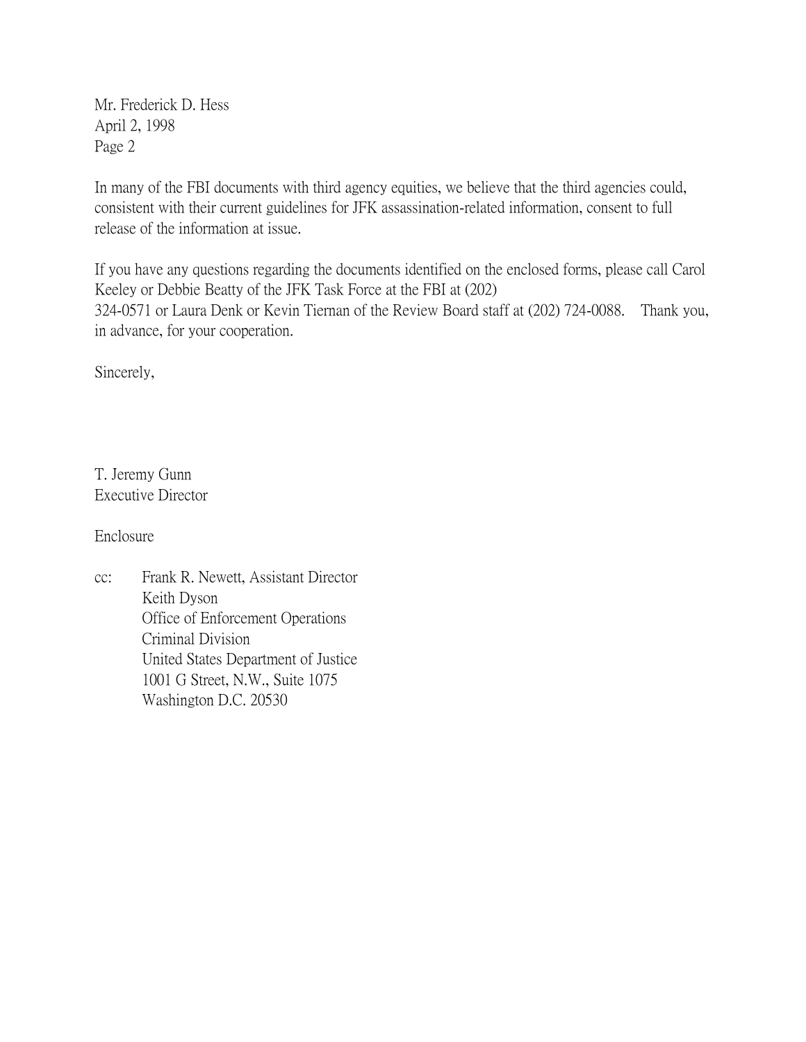Mr. Frederick D. Hess
April 2, 1998
Page 2

In many of the FBI documents with third agency equities, we believe that the third agencies could, consistent with their current guidelines for JFK assassination-related information, consent to full release of the information at issue.

If you have any questions regarding the documents identified on the enclosed forms, please call Carol Keeley or Debbie Beatty of the JFK Task Force at the FBI at (202) 324-0571 or Laura Denk or Kevin Tiernan of the Review Board staff at (202) 724-0088. Thank you, in advance, for your cooperation.

Sincerely,

T. Jeremy Gunn
Executive Director

Enclosure

cc: Frank R. Newett, Assistant Director
Keith Dyson
Office of Enforcement Operations
Criminal Division
United States Department of Justice
1001 G Street, N.W., Suite 1075
Washington D.C. 20530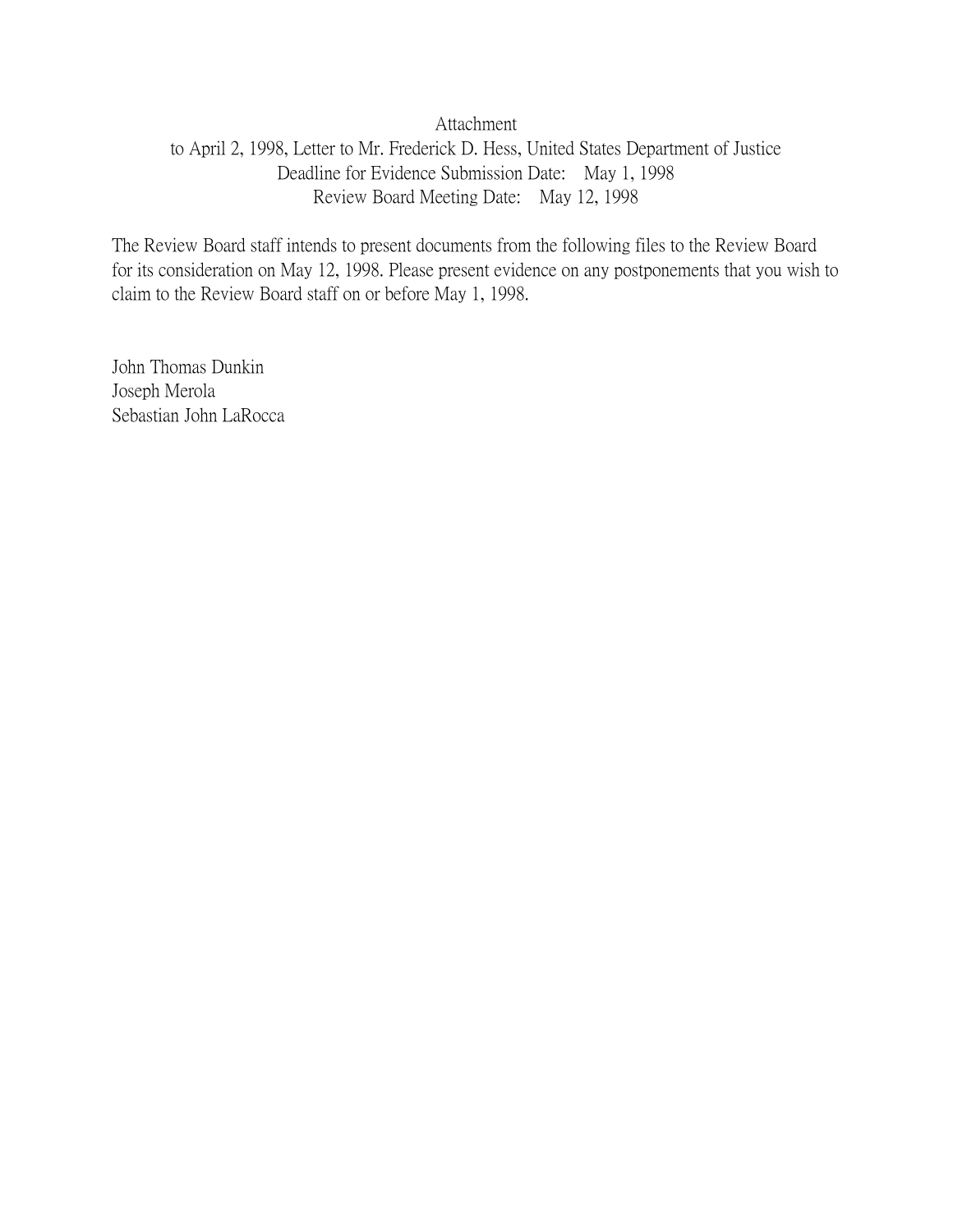Attachment

to April 2, 1998, Letter to Mr. Frederick D. Hess, United States Department of Justice

Deadline for Evidence Submission Date: May 1, 1998

Review Board Meeting Date: May 12, 1998

The Review Board staff intends to present documents from the following files to the Review Board for its consideration on May 12, 1998. Please present evidence on any postponements that you wish to claim to the Review Board staff on or before May 1, 1998.

John Thomas Dunkin
Joseph Merola
Sebastian John LaRocca